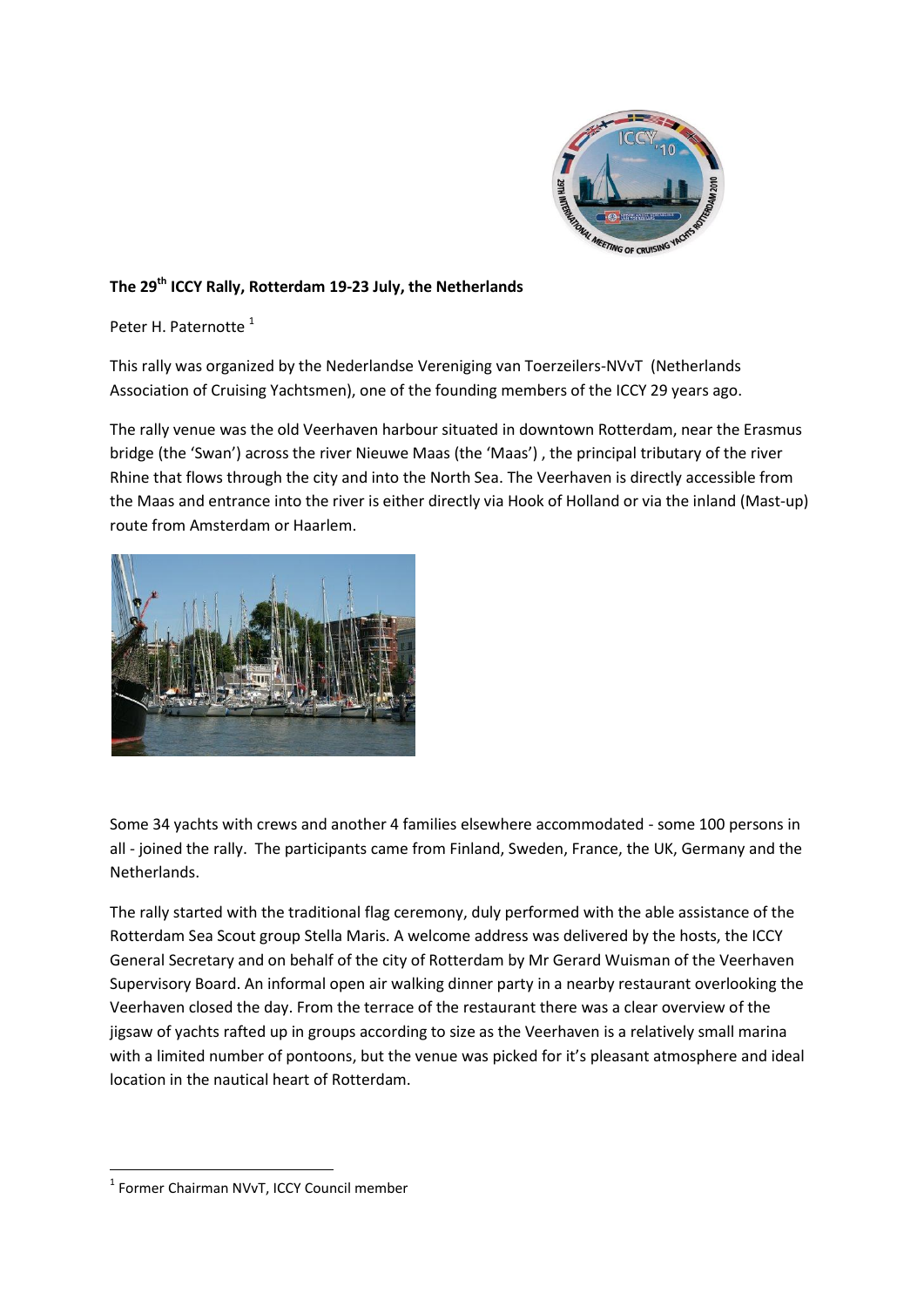## The 29th ICCY Rally, Rotterdam 19-23 July, the Netherlands

Peter H. Paternotte [1]

This rally was organized by the Nederlandse Vereniging van Toerzeilers-NVvT (Netherlands Association of Cruising Yachtsmen), one of the founding members of the ICCY 29 years ago.

The rally venue was the old Veerhaven harbour situated in downtown Rotterdam, near the Erasmus bridge (the 'Swan') across the river Nieuwe Maas (the 'Maas') , the principal tributary of the river Rhine that flows through the city and into the North Sea. The Veerhaven is directly accessible from the Maas and entrance into the river is either directly via Hook of Holland or via the inland (Mast-up) route from Amsterdam or Haarlem.

Some 34 yachts with crews and another 4 families elsewhere accommodated - some 100 persons in all - joined the rally. The participants came from Finland, Sweden, France, the UK, Germany and the Netherlands.

The rally started with the traditional flag ceremony, duly performed with the able assistance of the Rotterdam Sea Scout group Stella Maris. A welcome address was delivered by the hosts, the ICCY General Secretary and on behalf of the city of Rotterdam by Mr Gerard Wuisman of the Veerhaven Supervisory Board. An informal open air walking dinner party in a nearby restaurant overlooking the Veerhaven closed the day. From the terrace of the restaurant there was a clear overview of the jigsaw of yachts rafted up in groups according to size as the Veerhaven is a relatively small marina with a limited number of pontoons, but the venue was picked for it's pleasant atmosphere and ideal location in the nautical heart of Rotterdam.

[1] Former Chairman NVvT, ICCY Council member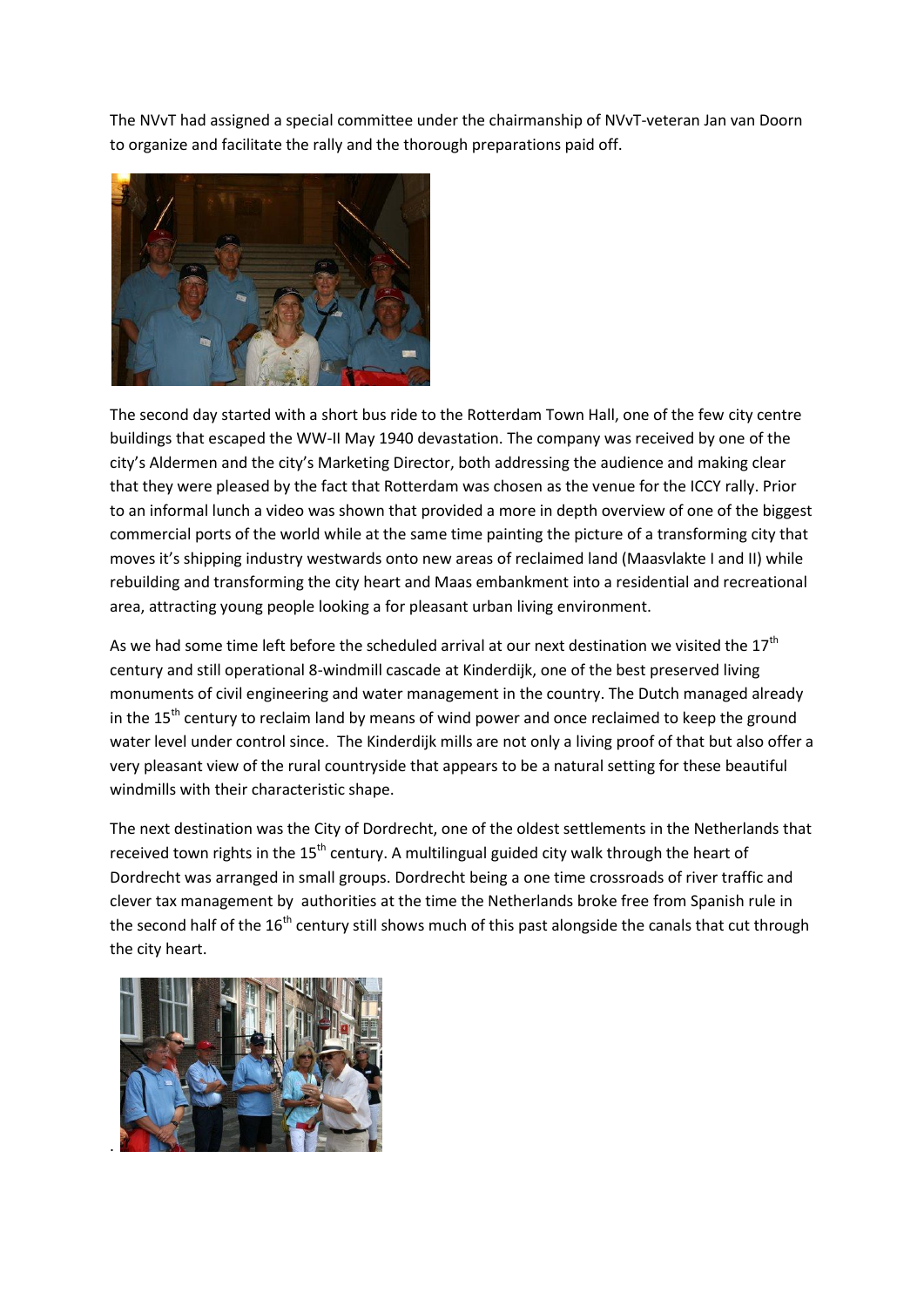The NVvT had assigned a special committee under the chairmanship of NVvT-veteran Jan van Doorn to organize and facilitate the rally and the thorough preparations paid off.

The second day started with a short bus ride to the Rotterdam Town Hall, one of the few city centre buildings that escaped the WW-II May 1940 devastation. The company was received by one of the city's Aldermen and the city's Marketing Director, both addressing the audience and making clear that they were pleased by the fact that Rotterdam was chosen as the venue for the ICCY rally. Prior to an informal lunch a video was shown that provided a more in depth overview of one of the biggest commercial ports of the world while at the same time painting the picture of a transforming city that moves it's shipping industry westwards onto new areas of reclaimed land (Maasvlakte I and II) while rebuilding and transforming the city heart and Maas embankment into a residential and recreational area, attracting young people looking a for pleasant urban living environment.

As we had some time left before the scheduled arrival at our next destination we visited the 17th century and still operational 8-windmill cascade at Kinderdijk, one of the best preserved living monuments of civil engineering and water management in the country. The Dutch managed already in the 15th century to reclaim land by means of wind power and once reclaimed to keep the ground water level under control since. The Kinderdijk mills are not only a living proof of that but also offer a very pleasant view of the rural countryside that appears to be a natural setting for these beautiful windmills with their characteristic shape.

The next destination was the City of Dordrecht, one of the oldest settlements in the Netherlands that received town rights in the 15th century. A multilingual guided city walk through the heart of Dordrecht was arranged in small groups. Dordrecht being a one time crossroads of river traffic and clever tax management by authorities at the time the Netherlands broke free from Spanish rule in the second half of the 16th century still shows much of this past alongside the canals that cut through the city heart.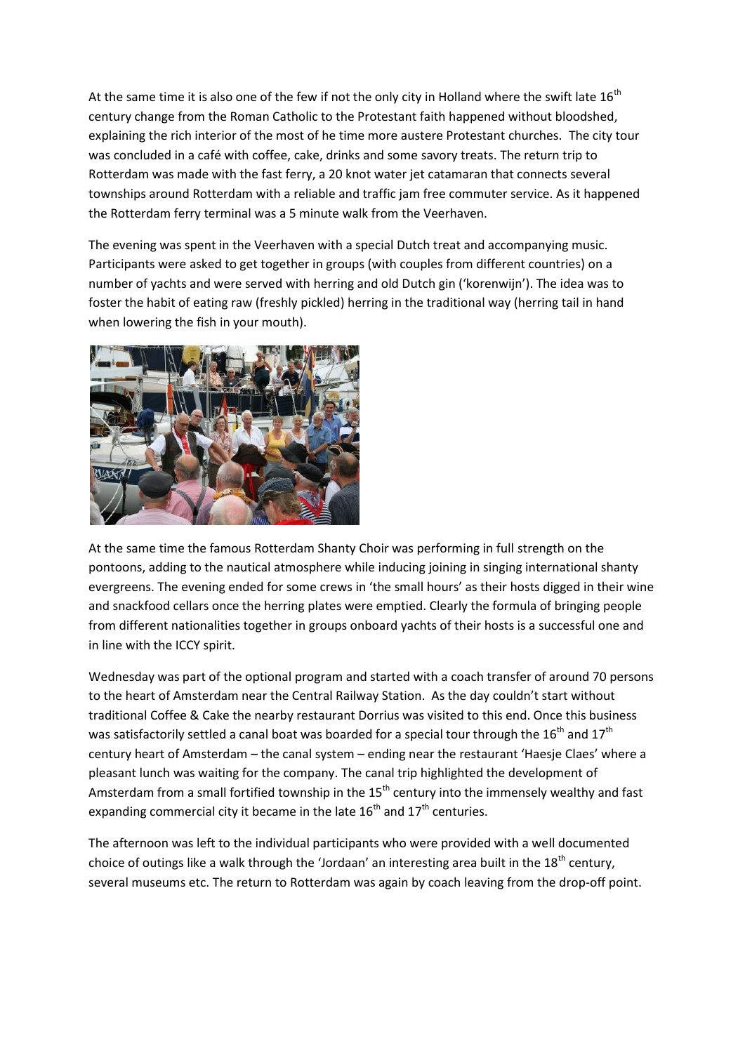At the same time it is also one of the few if not the only city in Holland where the swift late 16th century change from the Roman Catholic to the Protestant faith happened without bloodshed, explaining the rich interior of the most of he time more austere Protestant churches. The city tour was concluded in a café with coffee, cake, drinks and some savory treats. The return trip to Rotterdam was made with the fast ferry, a 20 knot water jet catamaran that connects several townships around Rotterdam with a reliable and traffic jam free commuter service. As it happened the Rotterdam ferry terminal was a 5 minute walk from the Veerhaven.

The evening was spent in the Veerhaven with a special Dutch treat and accompanying music. Participants were asked to get together in groups (with couples from different countries) on a number of yachts and were served with herring and old Dutch gin ('korenwijn'). The idea was to foster the habit of eating raw (freshly pickled) herring in the traditional way (herring tail in hand when lowering the fish in your mouth).

At the same time the famous Rotterdam Shanty Choir was performing in full strength on the pontoons, adding to the nautical atmosphere while inducing joining in singing international shanty evergreens. The evening ended for some crews in 'the small hours' as their hosts digged in their wine and snackfood cellars once the herring plates were emptied. Clearly the formula of bringing people from different nationalities together in groups onboard yachts of their hosts is a successful one and in line with the ICCY spirit.

Wednesday was part of the optional program and started with a coach transfer of around 70 persons to the heart of Amsterdam near the Central Railway Station. As the day couldn't start without traditional Coffee & Cake the nearby restaurant Dorrius was visited to this end. Once this business was satisfactorily settled a canal boat was boarded for a special tour through the 16th and 17th century heart of Amsterdam – the canal system – ending near the restaurant 'Haesje Claes' where a pleasant lunch was waiting for the company. The canal trip highlighted the development of Amsterdam from a small fortified township in the 15th century into the immensely wealthy and fast expanding commercial city it became in the late 16th and 17th centuries.

The afternoon was left to the individual participants who were provided with a well documented choice of outings like a walk through the 'Jordaan' an interesting area built in the 18th century, several museums etc. The return to Rotterdam was again by coach leaving from the drop-off point.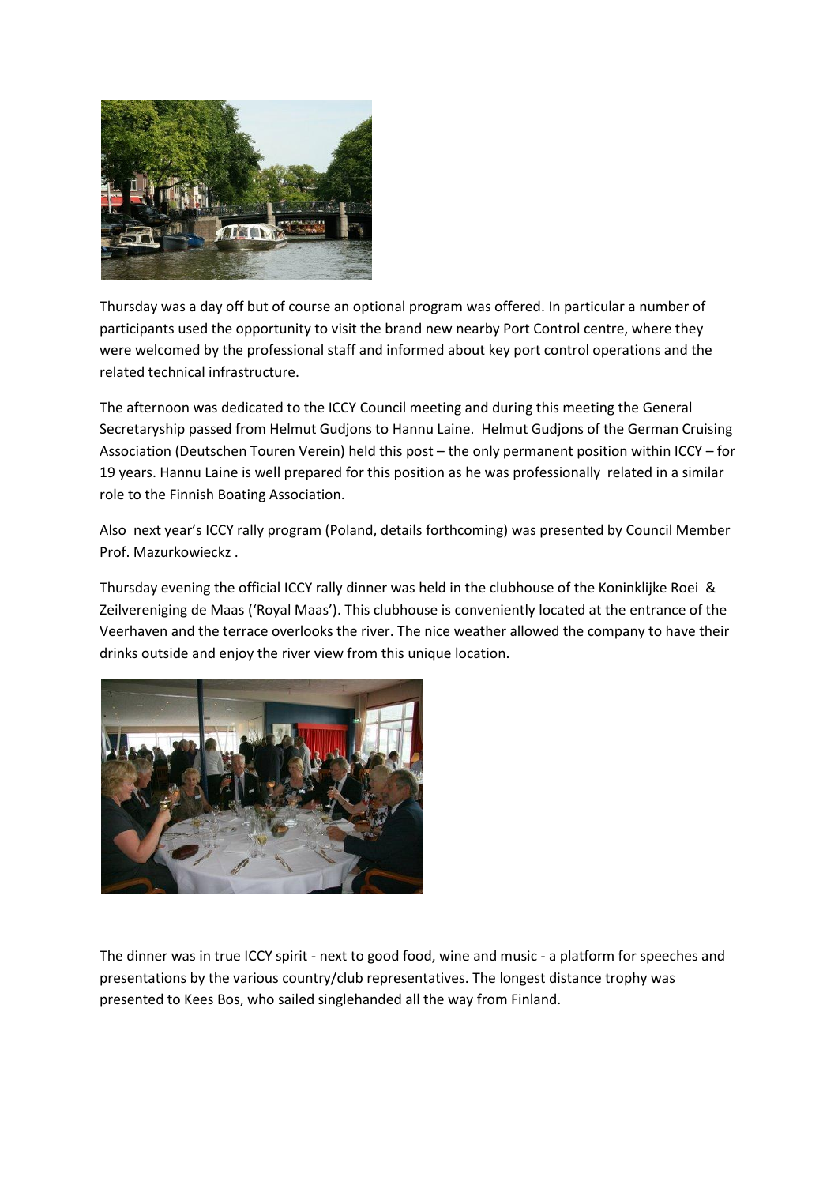Thursday was a day off but of course an optional program was offered. In particular a number of participants used the opportunity to visit the brand new nearby Port Control centre, where they were welcomed by the professional staff and informed about key port control operations and the related technical infrastructure.

The afternoon was dedicated to the ICCY Council meeting and during this meeting the General Secretaryship passed from Helmut Gudjons to Hannu Laine. Helmut Gudjons of the German Cruising Association (Deutschen Touren Verein) held this post – the only permanent position within ICCY – for 19 years. Hannu Laine is well prepared for this position as he was professionally related in a similar role to the Finnish Boating Association.

Also next year's ICCY rally program (Poland, details forthcoming) was presented by Council Member Prof. Mazurkowieckz .

Thursday evening the official ICCY rally dinner was held in the clubhouse of the Koninklijke Roei & Zeilvereniging de Maas ('Royal Maas'). This clubhouse is conveniently located at the entrance of the Veerhaven and the terrace overlooks the river. The nice weather allowed the company to have their drinks outside and enjoy the river view from this unique location.

The dinner was in true ICCY spirit - next to good food, wine and music - a platform for speeches and presentations by the various country/club representatives. The longest distance trophy was presented to Kees Bos, who sailed singlehanded all the way from Finland.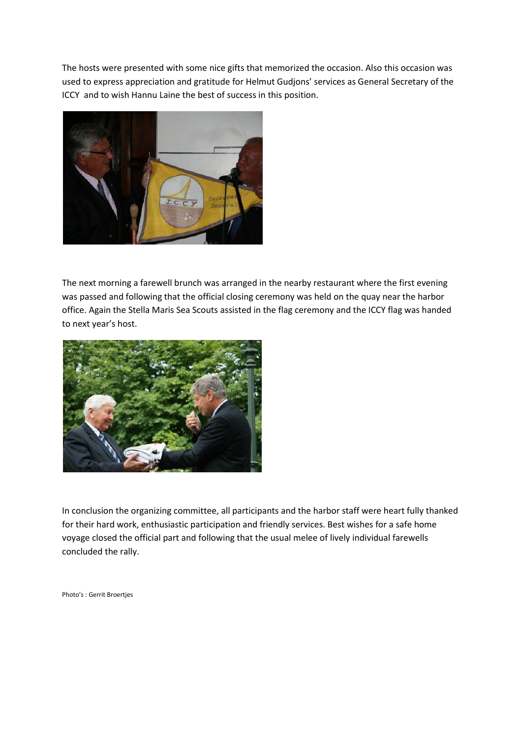The hosts were presented with some nice gifts that memorized the occasion. Also this occasion was used to express appreciation and gratitude for Helmut Gudjons' services as General Secretary of the ICCY and to wish Hannu Laine the best of success in this position.

The next morning a farewell brunch was arranged in the nearby restaurant where the first evening was passed and following that the official closing ceremony was held on the quay near the harbor office. Again the Stella Maris Sea Scouts assisted in the flag ceremony and the ICCY flag was handed to next year's host.

In conclusion the organizing committee, all participants and the harbor staff were heart fully thanked for their hard work, enthusiastic participation and friendly services. Best wishes for a safe home voyage closed the official part and following that the usual melee of lively individual farewells concluded the rally.

Photo's : Gerrit Broertjes